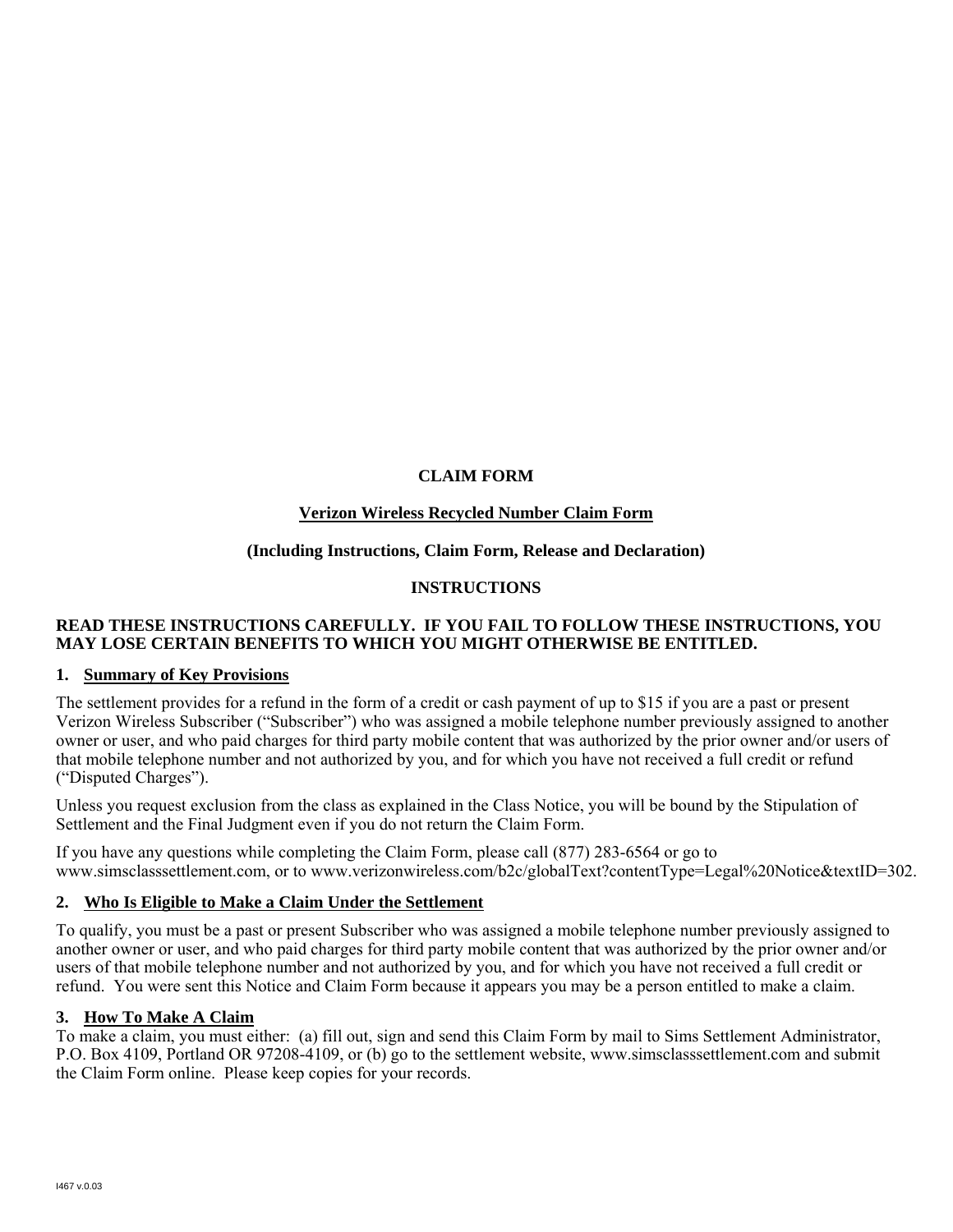# CLAIM FORM

## Verizon Wireless Recycled Number Claim Form

**(Including Instructions, Claim Form, Release and Declaration)**

**INSTRUCTIONS**

**READ THESE INSTRUCTIONS CAREFULLY. IF YOU FAIL TO FOLLOW THESE INSTRUCTIONS, YOU MAY LOSE CERTAIN BENEFITS TO WHICH YOU MIGHT OTHERWISE BE ENTITLED.**

### 1. Summary of Key Provisions

The settlement provides for a refund in the form of a credit or cash payment of up to $15 if you are a past or present Verizon Wireless Subscriber ("Subscriber") who was assigned a mobile telephone number previously assigned to another owner or user, and who paid charges for third party mobile content that was authorized by the prior owner and/or users of that mobile telephone number and not authorized by you, and for which you have not received a full credit or refund ("Disputed Charges").

Unless you request exclusion from the class as explained in the Class Notice, you will be bound by the Stipulation of Settlement and the Final Judgment even if you do not return the Claim Form.

If you have any questions while completing the Claim Form, please call (877) 283-6564 or go to www.simsclasssettlement.com, or to www.verizonwireless.com/b2c/globalText?contentType=Legal%20Notice&textID=302.

### 2. Who Is Eligible to Make a Claim Under the Settlement

To qualify, you must be a past or present Subscriber who was assigned a mobile telephone number previously assigned to another owner or user, and who paid charges for third party mobile content that was authorized by the prior owner and/or users of that mobile telephone number and not authorized by you, and for which you have not received a full credit or refund. You were sent this Notice and Claim Form because it appears you may be a person entitled to make a claim.

### 3. How To Make A Claim

To make a claim, you must either: (a) fill out, sign and send this Claim Form by mail to Sims Settlement Administrator, P.O. Box 4109, Portland OR 97208-4109, or (b) go to the settlement website, www.simsclasssettlement.com and submit the Claim Form online. Please keep copies for your records.

I467 v.0.03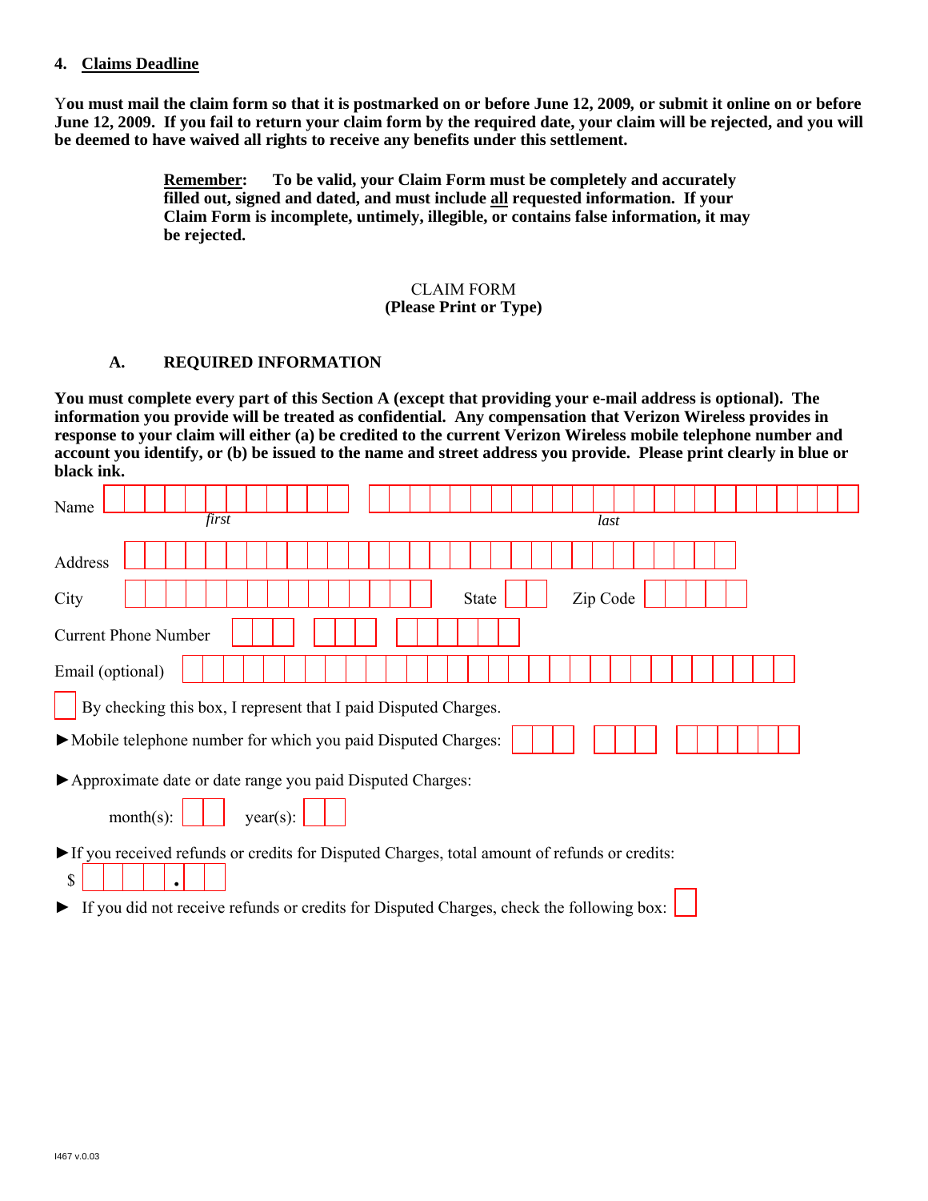## 4. Claims Deadline

**You must mail the claim form so that it is postmarked on or before June 12, 2009, or submit it online on or before June 12, 2009. If you fail to return your claim form by the required date, your claim will be rejected, and you will be deemed to have waived all rights to receive any benefits under this settlement.**

> **Remember:** **To be valid, your Claim Form must be completely and accurately filled out, signed and dated, and must include all requested information. If your Claim Form is incomplete, untimely, illegible, or contains false information, it may be rejected.**

CLAIM FORM
**(Please Print or Type)**

### A. REQUIRED INFORMATION

**You must complete every part of this Section A (except that providing your e-mail address is optional). The information you provide will be treated as confidential. Any compensation that Verizon Wireless provides in response to your claim will either (a) be credited to the current Verizon Wireless mobile telephone number and account you identify, or (b) be issued to the name and street address you provide. Please print clearly in blue or black ink.**

Name ☐☐☐☐☐☐☐☐☐☐☐☐ ☐☐☐☐☐☐☐☐☐☐☐☐☐☐☐☐☐☐☐☐☐☐☐☐
*first* *last*

Address ☐☐☐☐☐☐☐☐☐☐☐☐☐☐☐☐☐☐☐☐☐☐☐☐☐☐☐☐☐☐

City ☐☐☐☐☐☐☐☐☐☐☐☐☐☐☐ State ☐☐ Zip Code ☐☐☐☐☐

Current Phone Number ☐☐☐ ☐☐☐ ☐☐☐☐☐☐

Email (optional) ☐☐☐☐☐☐☐☐☐☐☐☐☐☐☐☐☐☐☐☐☐☐☐☐☐☐☐☐☐☐

☐ By checking this box, I represent that I paid Disputed Charges.

► Mobile telephone number for which you paid Disputed Charges: ☐☐☐ ☐☐☐ ☐☐☐☐☐☐

► Approximate date or date range you paid Disputed Charges:

month(s): ☐☐ year(s): ☐☐

► If you received refunds or credits for Disputed Charges, total amount of refunds or credits:

$ ☐☐☐☐☐.☐☐

► If you did not receive refunds or credits for Disputed Charges, check the following box: ☐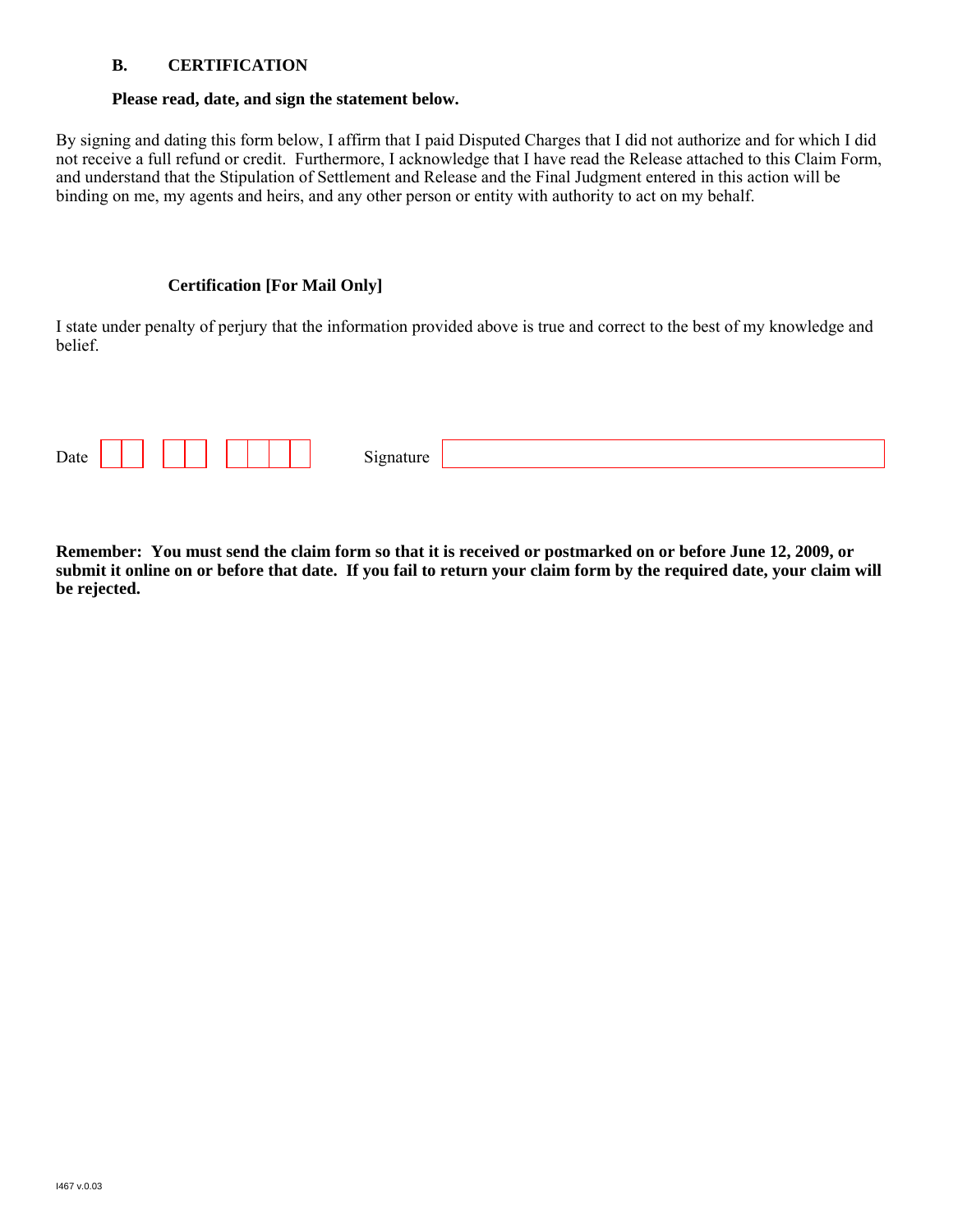## B. CERTIFICATION

**Please read, date, and sign the statement below.**

By signing and dating this form below, I affirm that I paid Disputed Charges that I did not authorize and for which I did not receive a full refund or credit. Furthermore, I acknowledge that I have read the Release attached to this Claim Form, and understand that the Stipulation of Settlement and Release and the Final Judgment entered in this action will be binding on me, my agents and heirs, and any other person or entity with authority to act on my behalf.

**Certification [For Mail Only]**

I state under penalty of perjury that the information provided above is true and correct to the best of my knowledge and belief.

Date | | | | | | | | | Signature ____________________

**Remember: You must send the claim form so that it is received or postmarked on or before June 12, 2009, or submit it online on or before that date. If you fail to return your claim form by the required date, your claim will be rejected.**

I467 v.0.03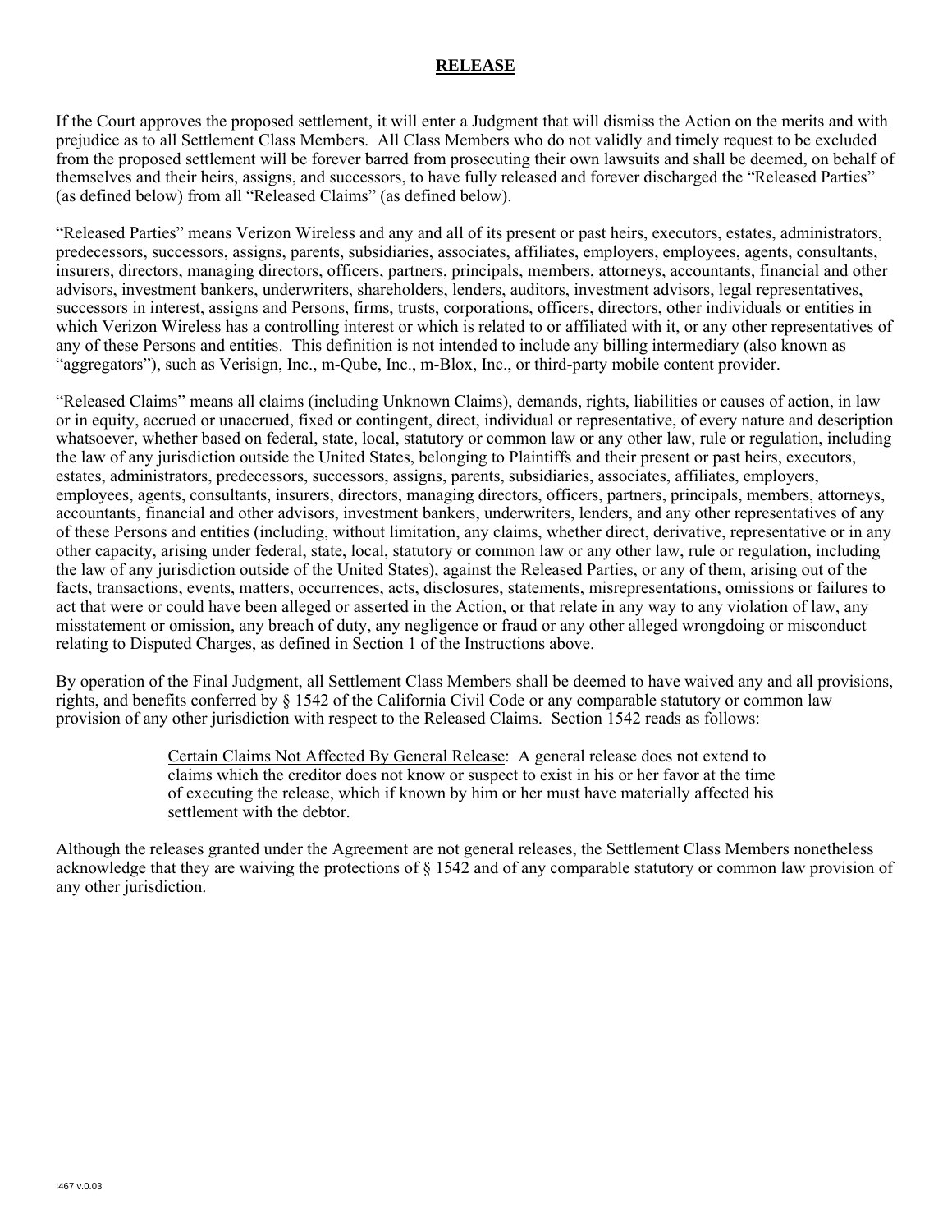# **RELEASE**

If the Court approves the proposed settlement, it will enter a Judgment that will dismiss the Action on the merits and with prejudice as to all Settlement Class Members. All Class Members who do not validly and timely request to be excluded from the proposed settlement will be forever barred from prosecuting their own lawsuits and shall be deemed, on behalf of themselves and their heirs, assigns, and successors, to have fully released and forever discharged the "Released Parties" (as defined below) from all "Released Claims" (as defined below).

"Released Parties" means Verizon Wireless and any and all of its present or past heirs, executors, estates, administrators, predecessors, successors, assigns, parents, subsidiaries, associates, affiliates, employers, employees, agents, consultants, insurers, directors, managing directors, officers, partners, principals, members, attorneys, accountants, financial and other advisors, investment bankers, underwriters, shareholders, lenders, auditors, investment advisors, legal representatives, successors in interest, assigns and Persons, firms, trusts, corporations, officers, directors, other individuals or entities in which Verizon Wireless has a controlling interest or which is related to or affiliated with it, or any other representatives of any of these Persons and entities. This definition is not intended to include any billing intermediary (also known as "aggregators"), such as Verisign, Inc., m-Qube, Inc., m-Blox, Inc., or third-party mobile content provider.

"Released Claims" means all claims (including Unknown Claims), demands, rights, liabilities or causes of action, in law or in equity, accrued or unaccrued, fixed or contingent, direct, individual or representative, of every nature and description whatsoever, whether based on federal, state, local, statutory or common law or any other law, rule or regulation, including the law of any jurisdiction outside the United States, belonging to Plaintiffs and their present or past heirs, executors, estates, administrators, predecessors, successors, assigns, parents, subsidiaries, associates, affiliates, employers, employees, agents, consultants, insurers, directors, managing directors, officers, partners, principals, members, attorneys, accountants, financial and other advisors, investment bankers, underwriters, lenders, and any other representatives of any of these Persons and entities (including, without limitation, any claims, whether direct, derivative, representative or in any other capacity, arising under federal, state, local, statutory or common law or any other law, rule or regulation, including the law of any jurisdiction outside of the United States), against the Released Parties, or any of them, arising out of the facts, transactions, events, matters, occurrences, acts, disclosures, statements, misrepresentations, omissions or failures to act that were or could have been alleged or asserted in the Action, or that relate in any way to any violation of law, any misstatement or omission, any breach of duty, any negligence or fraud or any other alleged wrongdoing or misconduct relating to Disputed Charges, as defined in Section 1 of the Instructions above.

By operation of the Final Judgment, all Settlement Class Members shall be deemed to have waived any and all provisions, rights, and benefits conferred by § 1542 of the California Civil Code or any comparable statutory or common law provision of any other jurisdiction with respect to the Released Claims. Section 1542 reads as follows:

> Certain Claims Not Affected By General Release: A general release does not extend to claims which the creditor does not know or suspect to exist in his or her favor at the time of executing the release, which if known by him or her must have materially affected his settlement with the debtor.

Although the releases granted under the Agreement are not general releases, the Settlement Class Members nonetheless acknowledge that they are waiving the protections of § 1542 and of any comparable statutory or common law provision of any other jurisdiction.

I467 v.0.03